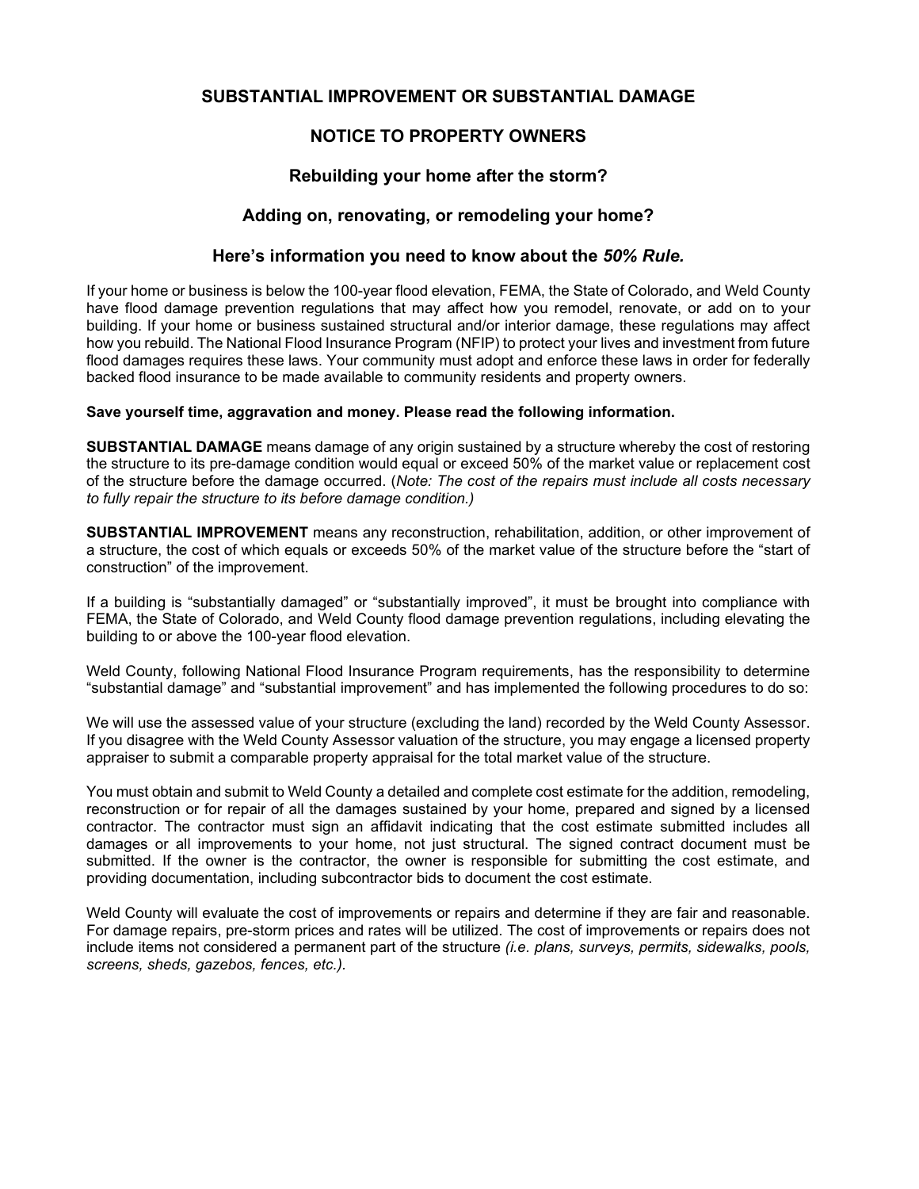# SUBSTANTIAL IMPROVEMENT OR SUBSTANTIAL DAMAGE

## NOTICE TO PROPERTY OWNERS

### Rebuilding your home after the storm?

### Adding on, renovating, or remodeling your home?

### Here's information you need to know about the *50% Rule.*

If your home or business is below the 100-year flood elevation, FEMA, the State of Colorado, and Weld County have flood damage prevention regulations that may affect how you remodel, renovate, or add on to your building. If your home or business sustained structural and/or interior damage, these regulations may affect how you rebuild. The National Flood Insurance Program (NFIP) to protect your lives and investment from future flood damages requires these laws. Your community must adopt and enforce these laws in order for federally backed flood insurance to be made available to community residents and property owners.

**Save yourself time, aggravation and money. Please read the following information.**

**SUBSTANTIAL DAMAGE** means damage of any origin sustained by a structure whereby the cost of restoring the structure to its pre-damage condition would equal or exceed 50% of the market value or replacement cost of the structure before the damage occurred. (*Note: The cost of the repairs must include all costs necessary to fully repair the structure to its before damage condition.)*

**SUBSTANTIAL IMPROVEMENT** means any reconstruction, rehabilitation, addition, or other improvement of a structure, the cost of which equals or exceeds 50% of the market value of the structure before the "start of construction" of the improvement.

If a building is "substantially damaged" or "substantially improved", it must be brought into compliance with FEMA, the State of Colorado, and Weld County flood damage prevention regulations, including elevating the building to or above the 100-year flood elevation.

Weld County, following National Flood Insurance Program requirements, has the responsibility to determine "substantial damage" and "substantial improvement" and has implemented the following procedures to do so:

We will use the assessed value of your structure (excluding the land) recorded by the Weld County Assessor. If you disagree with the Weld County Assessor valuation of the structure, you may engage a licensed property appraiser to submit a comparable property appraisal for the total market value of the structure.

You must obtain and submit to Weld County a detailed and complete cost estimate for the addition, remodeling, reconstruction or for repair of all the damages sustained by your home, prepared and signed by a licensed contractor. The contractor must sign an affidavit indicating that the cost estimate submitted includes all damages or all improvements to your home, not just structural. The signed contract document must be submitted. If the owner is the contractor, the owner is responsible for submitting the cost estimate, and providing documentation, including subcontractor bids to document the cost estimate.

Weld County will evaluate the cost of improvements or repairs and determine if they are fair and reasonable. For damage repairs, pre-storm prices and rates will be utilized. The cost of improvements or repairs does not include items not considered a permanent part of the structure *(i.e. plans, surveys, permits, sidewalks, pools, screens, sheds, gazebos, fences, etc.).*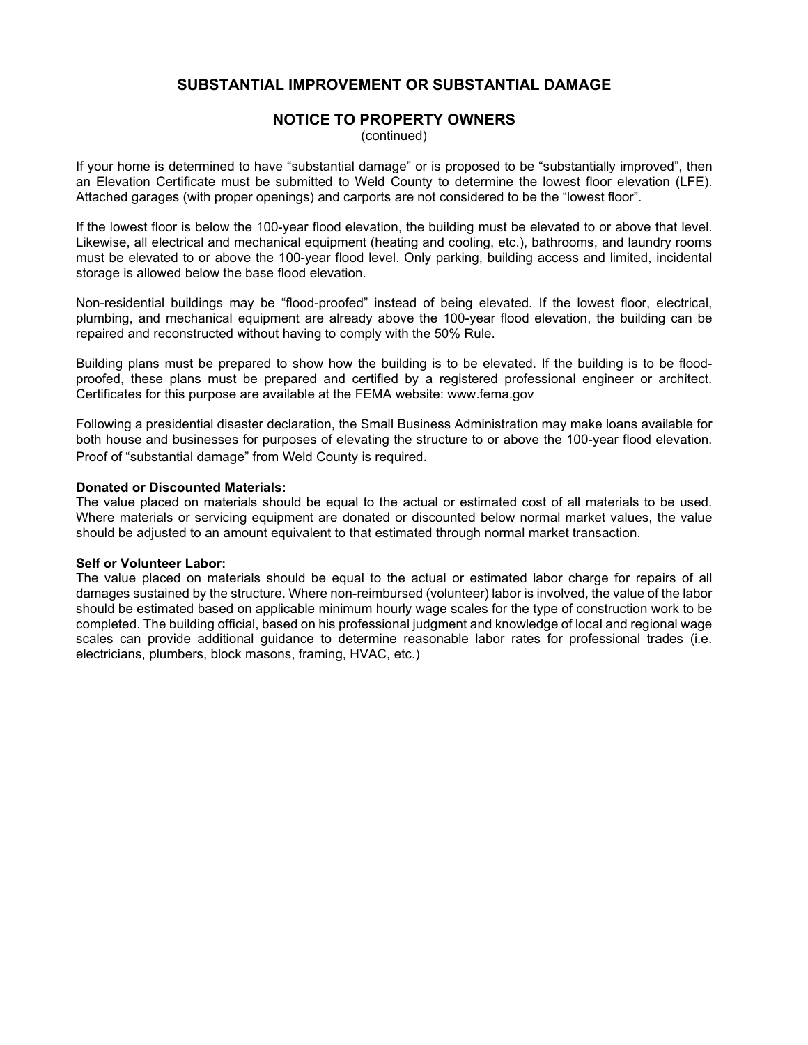## SUBSTANTIAL IMPROVEMENT OR SUBSTANTIAL DAMAGE

## NOTICE TO PROPERTY OWNERS

(continued)

If your home is determined to have "substantial damage" or is proposed to be "substantially improved", then an Elevation Certificate must be submitted to Weld County to determine the lowest floor elevation (LFE). Attached garages (with proper openings) and carports are not considered to be the "lowest floor".

If the lowest floor is below the 100-year flood elevation, the building must be elevated to or above that level. Likewise, all electrical and mechanical equipment (heating and cooling, etc.), bathrooms, and laundry rooms must be elevated to or above the 100-year flood level. Only parking, building access and limited, incidental storage is allowed below the base flood elevation.

Non-residential buildings may be "flood-proofed" instead of being elevated. If the lowest floor, electrical, plumbing, and mechanical equipment are already above the 100-year flood elevation, the building can be repaired and reconstructed without having to comply with the 50% Rule.

Building plans must be prepared to show how the building is to be elevated. If the building is to be flood-proofed, these plans must be prepared and certified by a registered professional engineer or architect. Certificates for this purpose are available at the FEMA website: www.fema.gov

Following a presidential disaster declaration, the Small Business Administration may make loans available for both house and businesses for purposes of elevating the structure to or above the 100-year flood elevation. Proof of "substantial damage" from Weld County is required.

**Donated or Discounted Materials:**
The value placed on materials should be equal to the actual or estimated cost of all materials to be used. Where materials or servicing equipment are donated or discounted below normal market values, the value should be adjusted to an amount equivalent to that estimated through normal market transaction.

**Self or Volunteer Labor:**
The value placed on materials should be equal to the actual or estimated labor charge for repairs of all damages sustained by the structure. Where non-reimbursed (volunteer) labor is involved, the value of the labor should be estimated based on applicable minimum hourly wage scales for the type of construction work to be completed. The building official, based on his professional judgment and knowledge of local and regional wage scales can provide additional guidance to determine reasonable labor rates for professional trades (i.e. electricians, plumbers, block masons, framing, HVAC, etc.)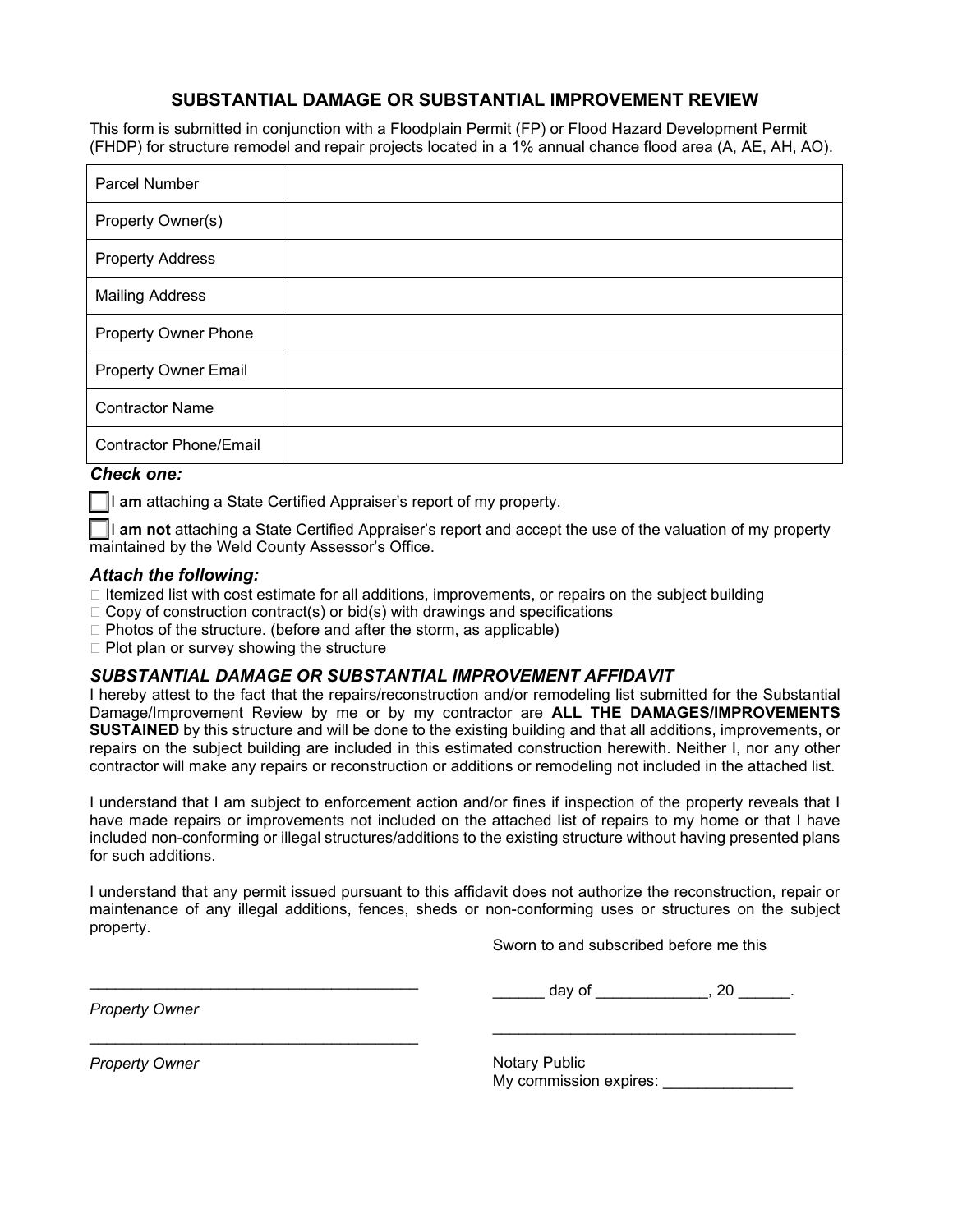## SUBSTANTIAL DAMAGE OR SUBSTANTIAL IMPROVEMENT REVIEW

This form is submitted in conjunction with a Floodplain Permit (FP) or Flood Hazard Development Permit (FHDP) for structure remodel and repair projects located in a 1% annual chance flood area (A, AE, AH, AO).

| | |
|---|---|
| Parcel Number | |
| Property Owner(s) | |
| Property Address | |
| Mailing Address | |
| Property Owner Phone | |
| Property Owner Email | |
| Contractor Name | |
| Contractor Phone/Email | |

***Check one:***

☐ I **am** attaching a State Certified Appraiser's report of my property.

☐ I **am not** attaching a State Certified Appraiser's report and accept the use of the valuation of my property maintained by the Weld County Assessor's Office.

***Attach the following:***

☐ Itemized list with cost estimate for all additions, improvements, or repairs on the subject building
☐ Copy of construction contract(s) or bid(s) with drawings and specifications
☐ Photos of the structure. (before and after the storm, as applicable)
☐ Plot plan or survey showing the structure

### *SUBSTANTIAL DAMAGE OR SUBSTANTIAL IMPROVEMENT AFFIDAVIT*

I hereby attest to the fact that the repairs/reconstruction and/or remodeling list submitted for the Substantial Damage/Improvement Review by me or by my contractor are **ALL THE DAMAGES/IMPROVEMENTS SUSTAINED** by this structure and will be done to the existing building and that all additions, improvements, or repairs on the subject building are included in this estimated construction herewith. Neither I, nor any other contractor will make any repairs or reconstruction or additions or remodeling not included in the attached list.

I understand that I am subject to enforcement action and/or fines if inspection of the property reveals that I have made repairs or improvements not included on the attached list of repairs to my home or that I have included non-conforming or illegal structures/additions to the existing structure without having presented plans for such additions.

I understand that any permit issued pursuant to this affidavit does not authorize the reconstruction, repair or maintenance of any illegal additions, fences, sheds or non-conforming uses or structures on the subject property.

Sworn to and subscribed before me this

______________________________________
*Property Owner*

______ day of _____________, 20 ______.

______________________________________
*Property Owner*

___________________________________
Notary Public
My commission expires: _______________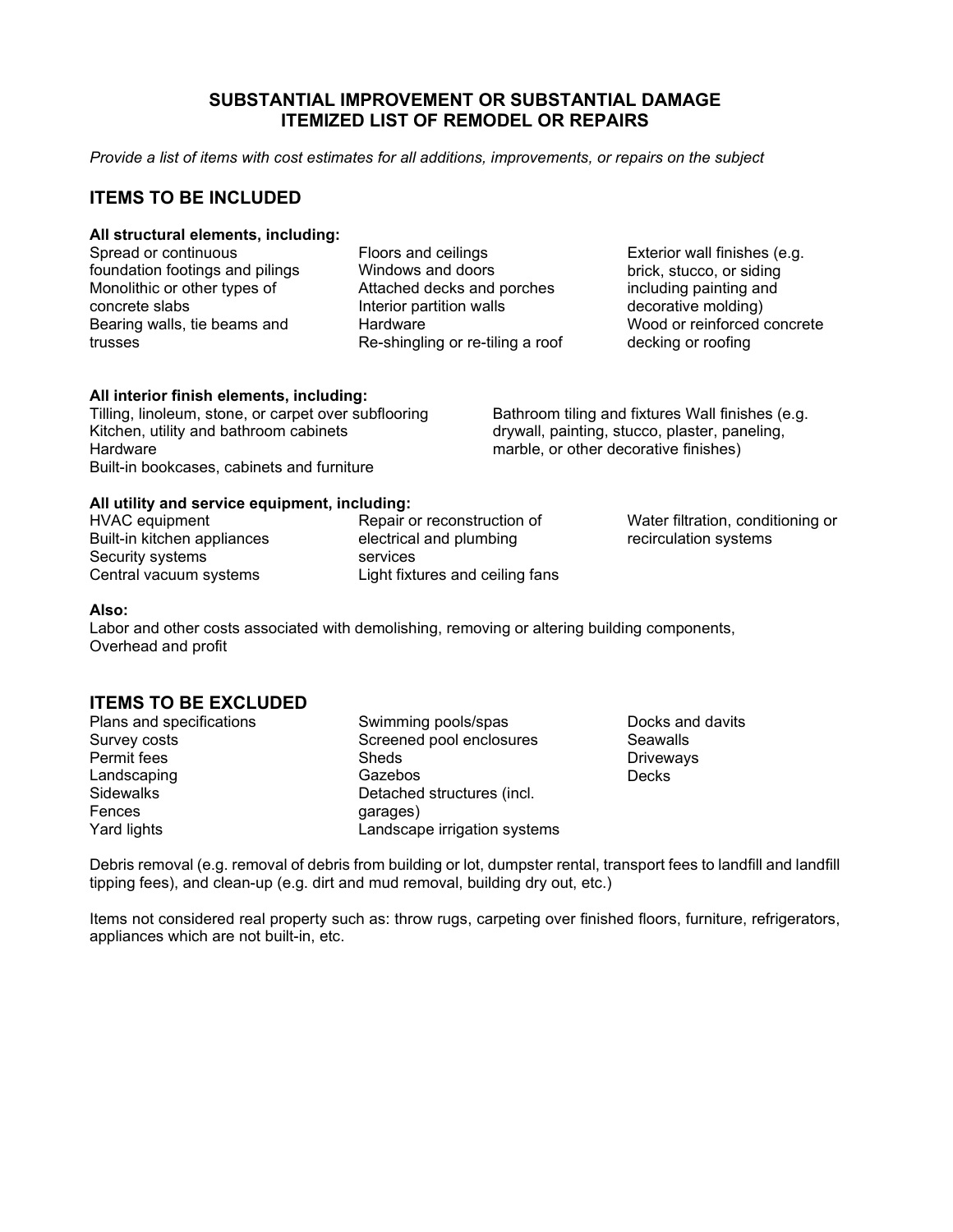## SUBSTANTIAL IMPROVEMENT OR SUBSTANTIAL DAMAGE ITEMIZED LIST OF REMODEL OR REPAIRS

*Provide a list of items with cost estimates for all additions, improvements, or repairs on the subject*

## ITEMS TO BE INCLUDED

**All structural elements, including:**

- Spread or continuous foundation footings and pilings
- Monolithic or other types of concrete slabs
- Bearing walls, tie beams and trusses
- Floors and ceilings
- Windows and doors
- Attached decks and porches
- Interior partition walls
- Hardware
- Re-shingling or re-tiling a roof
- Exterior wall finishes (e.g. brick, stucco, or siding including painting and decorative molding)
- Wood or reinforced concrete decking or roofing

**All interior finish elements, including:**

- Tilling, linoleum, stone, or carpet over subflooring
- Kitchen, utility and bathroom cabinets
- Hardware
- Built-in bookcases, cabinets and furniture
- Bathroom tiling and fixtures Wall finishes (e.g. drywall, painting, stucco, plaster, paneling, marble, or other decorative finishes)

**All utility and service equipment, including:**

- HVAC equipment
- Built-in kitchen appliances
- Security systems
- Central vacuum systems
- Repair or reconstruction of electrical and plumbing services
- Light fixtures and ceiling fans
- Water filtration, conditioning or recirculation systems

**Also:**

Labor and other costs associated with demolishing, removing or altering building components,
Overhead and profit

## ITEMS TO BE EXCLUDED

- Plans and specifications
- Survey costs
- Permit fees
- Landscaping
- Sidewalks
- Fences
- Yard lights
- Swimming pools/spas
- Screened pool enclosures
- Sheds
- Gazebos
- Detached structures (incl. garages)
- Landscape irrigation systems
- Docks and davits
- Seawalls
- Driveways
- Decks

Debris removal (e.g. removal of debris from building or lot, dumpster rental, transport fees to landfill and landfill tipping fees), and clean-up (e.g. dirt and mud removal, building dry out, etc.)

Items not considered real property such as: throw rugs, carpeting over finished floors, furniture, refrigerators, appliances which are not built-in, etc.